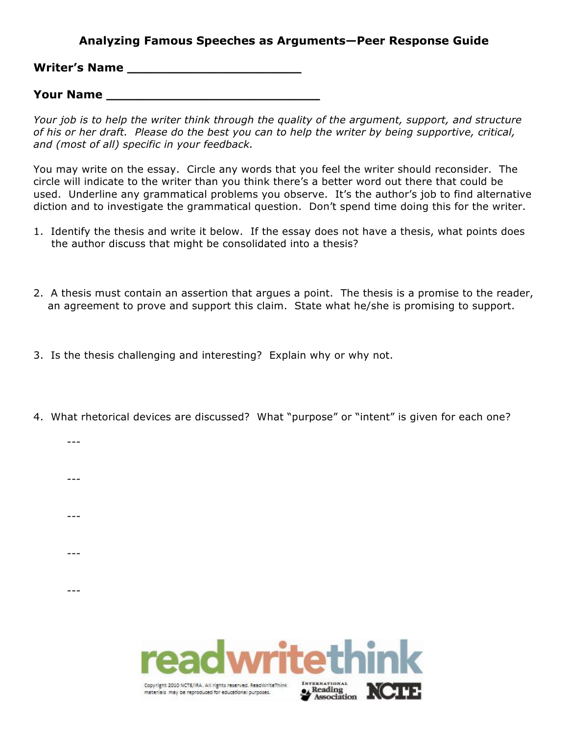# Analyzing Famous Speeches as Arguments—Peer Response Guide

**Writer's Name ________________________**

**Your Name ____________________________**

*Your job is to help the writer think through the quality of the argument, support, and structure of his or her draft. Please do the best you can to help the writer by being supportive, critical, and (most of all) specific in your feedback.*

You may write on the essay. Circle any words that you feel the writer should reconsider. The circle will indicate to the writer than you think there's a better word out there that could be used. Underline any grammatical problems you observe. It's the author's job to find alternative diction and to investigate the grammatical question. Don't spend time doing this for the writer.

1. Identify the thesis and write it below. If the essay does not have a thesis, what points does the author discuss that might be consolidated into a thesis?

2. A thesis must contain an assertion that argues a point. The thesis is a promise to the reader, an agreement to prove and support this claim. State what he/she is promising to support.

3. Is the thesis challenging and interesting? Explain why or why not.

4. What rhetorical devices are discussed? What "purpose" or "intent" is given for each one?

   ---

   ---

   ---

   ---

   ---

Copyright 2010 NCTE/IRA. All rights reserved. ReadWriteThink materials may be reproduced for educational purposes.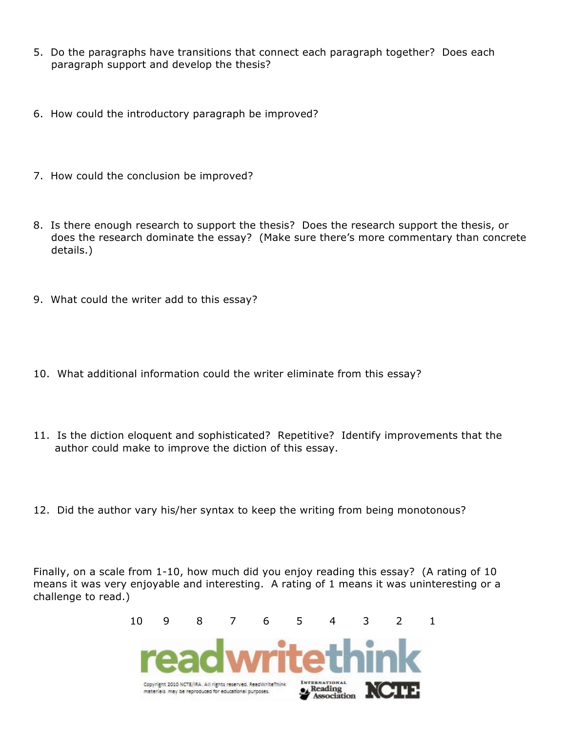5. Do the paragraphs have transitions that connect each paragraph together? Does each paragraph support and develop the thesis?

6. How could the introductory paragraph be improved?

7. How could the conclusion be improved?

8. Is there enough research to support the thesis? Does the research support the thesis, or does the research dominate the essay? (Make sure there's more commentary than concrete details.)

9. What could the writer add to this essay?

10. What additional information could the writer eliminate from this essay?

11. Is the diction eloquent and sophisticated? Repetitive? Identify improvements that the author could make to improve the diction of this essay.

12. Did the author vary his/her syntax to keep the writing from being monotonous?

Finally, on a scale from 1-10, how much did you enjoy reading this essay? (A rating of 10 means it was very enjoyable and interesting. A rating of 1 means it was uninteresting or a challenge to read.)

10 9 8 7 6 5 4 3 2 1

readwritethink

Copyright 2010 NCTE/IRA. All rights reserved. ReadWriteThink materials may be reproduced for educational purposes.

International Reading Association NCTE